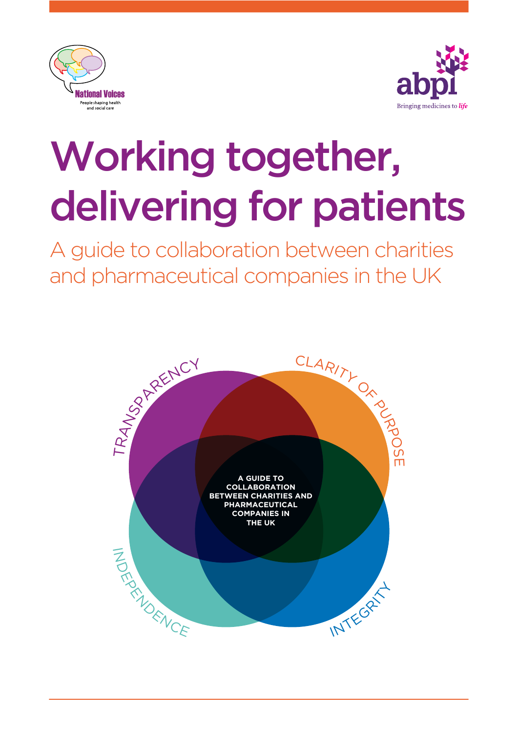National Voices
People shaping health and social care

abpi
Bringing medicines to *life*

# Working together, delivering for patients

## A guide to collaboration between charities and pharmaceutical companies in the UK

TRANSPARENCY

CLARITY OF PURPOSE

INDEPENDENCE

INTEGRITY

**A GUIDE TO COLLABORATION BETWEEN CHARITIES AND PHARMACEUTICAL COMPANIES IN THE UK**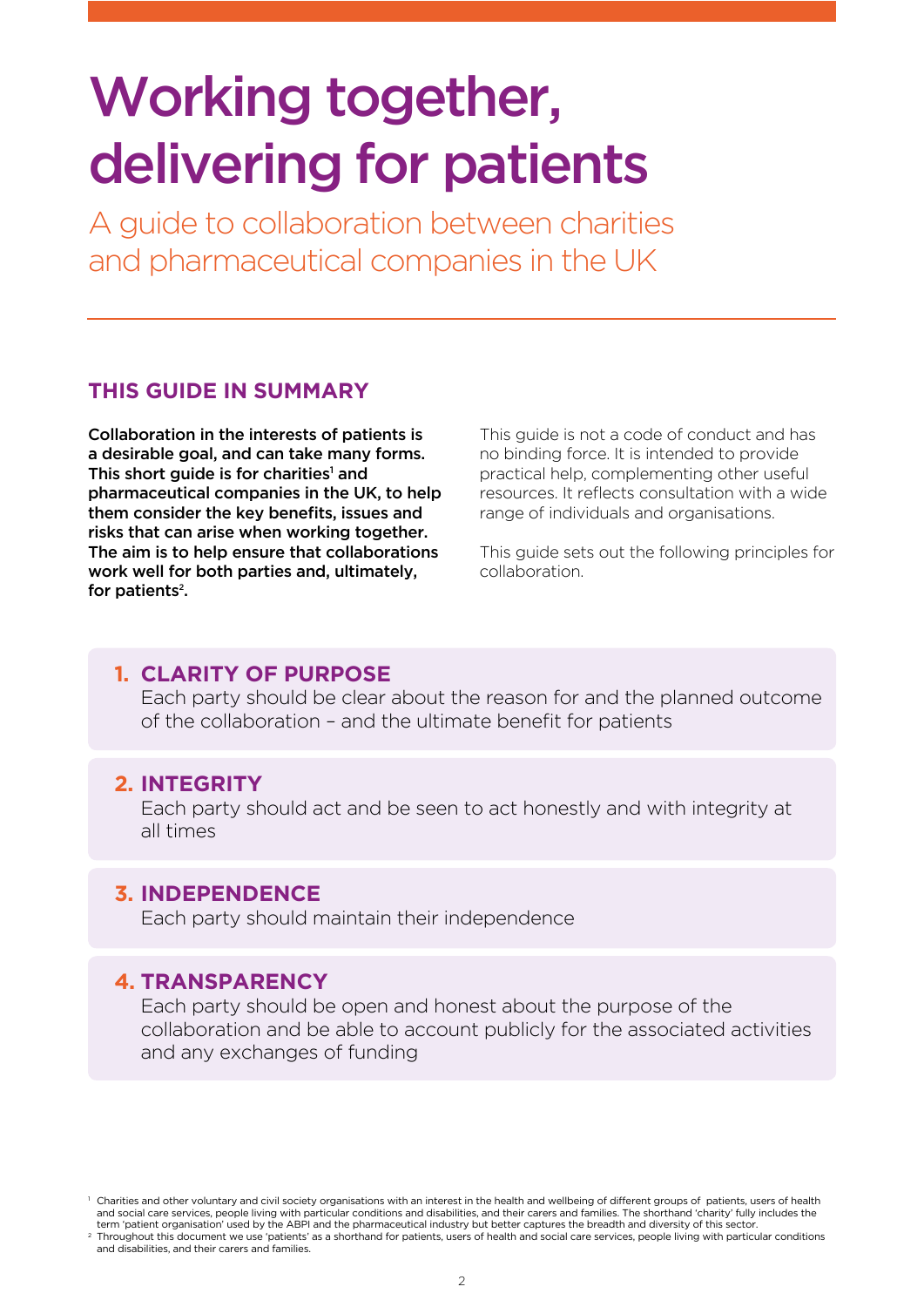# Working together, delivering for patients

## A guide to collaboration between charities and pharmaceutical companies in the UK

### THIS GUIDE IN SUMMARY

**Collaboration in the interests of patients is a desirable goal, and can take many forms. This short guide is for charities[1] and pharmaceutical companies in the UK, to help them consider the key benefits, issues and risks that can arise when working together. The aim is to help ensure that collaborations work well for both parties and, ultimately, for patients[2].**

This guide is not a code of conduct and has no binding force. It is intended to provide practical help, complementing other useful resources. It reflects consultation with a wide range of individuals and organisations.

This guide sets out the following principles for collaboration.

**1. CLARITY OF PURPOSE**
Each party should be clear about the reason for and the planned outcome of the collaboration – and the ultimate benefit for patients

**2. INTEGRITY**
Each party should act and be seen to act honestly and with integrity at all times

**3. INDEPENDENCE**
Each party should maintain their independence

**4. TRANSPARENCY**
Each party should be open and honest about the purpose of the collaboration and be able to account publicly for the associated activities and any exchanges of funding

[1] Charities and other voluntary and civil society organisations with an interest in the health and wellbeing of different groups of patients, users of health and social care services, people living with particular conditions and disabilities, and their carers and families. The shorthand 'charity' fully includes the term 'patient organisation' used by the ABPI and the pharmaceutical industry but better captures the breadth and diversity of this sector.

[2] Throughout this document we use 'patients' as a shorthand for patients, users of health and social care services, people living with particular conditions and disabilities, and their carers and families.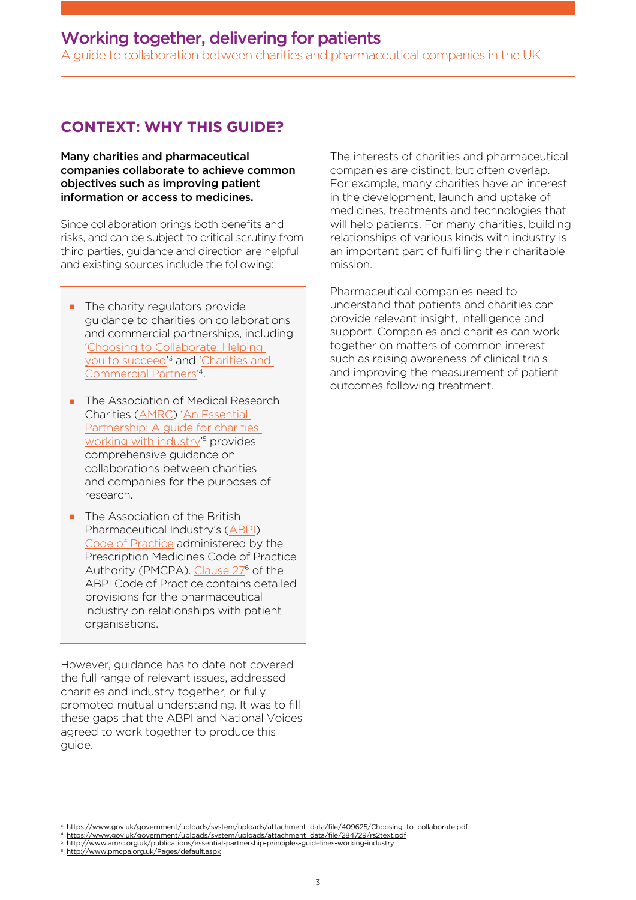## CONTEXT: WHY THIS GUIDE?

**Many charities and pharmaceutical companies collaborate to achieve common objectives such as improving patient information or access to medicines.**

Since collaboration brings both benefits and risks, and can be subject to critical scrutiny from third parties, guidance and direction are helpful and existing sources include the following:

- The charity regulators provide guidance to charities on collaborations and commercial partnerships, including 'Choosing to Collaborate: Helping you to succeed'[3] and 'Charities and Commercial Partners'[4].
- The Association of Medical Research Charities (AMRC) 'An Essential Partnership: A guide for charities working with industry'[5] provides comprehensive guidance on collaborations between charities and companies for the purposes of research.
- The Association of the British Pharmaceutical Industry's (ABPI) Code of Practice administered by the Prescription Medicines Code of Practice Authority (PMCPA). Clause 27[6] of the ABPI Code of Practice contains detailed provisions for the pharmaceutical industry on relationships with patient organisations.

However, guidance has to date not covered the full range of relevant issues, addressed charities and industry together, or fully promoted mutual understanding. It was to fill these gaps that the ABPI and National Voices agreed to work together to produce this guide.

The interests of charities and pharmaceutical companies are distinct, but often overlap. For example, many charities have an interest in the development, launch and uptake of medicines, treatments and technologies that will help patients. For many charities, building relationships of various kinds with industry is an important part of fulfilling their charitable mission.

Pharmaceutical companies need to understand that patients and charities can provide relevant insight, intelligence and support. Companies and charities can work together on matters of common interest such as raising awareness of clinical trials and improving the measurement of patient outcomes following treatment.

---

[3] https://www.gov.uk/government/uploads/system/uploads/attachment_data/file/409625/Choosing_to_collaborate.pdf
[4] https://www.gov.uk/government/uploads/system/uploads/attachment_data/file/284729/rs2text.pdf
[5] http://www.amrc.org.uk/publications/essential-partnership-principles-guidelines-working-industry
[6] http://www.pmcpa.org.uk/Pages/default.aspx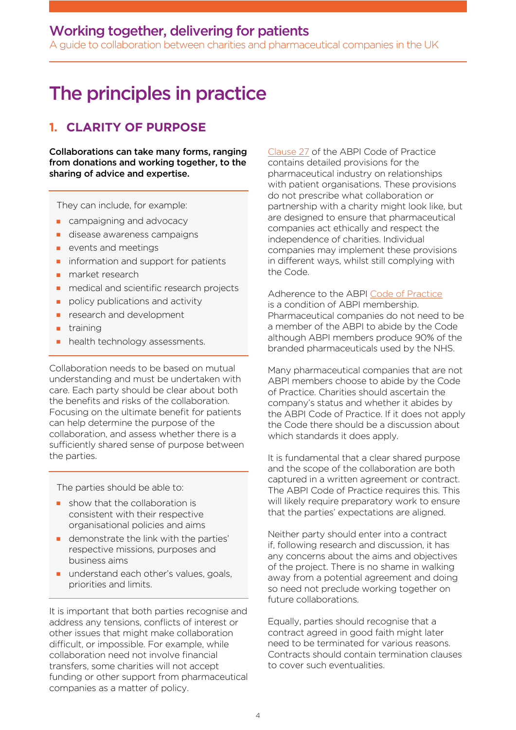# The principles in practice

## 1. CLARITY OF PURPOSE

**Collaborations can take many forms, ranging from donations and working together, to the sharing of advice and expertise.**

They can include, for example:

- campaigning and advocacy
- disease awareness campaigns
- events and meetings
- information and support for patients
- market research
- medical and scientific research projects
- policy publications and activity
- research and development
- training
- health technology assessments.

Collaboration needs to be based on mutual understanding and must be undertaken with care. Each party should be clear about both the benefits and risks of the collaboration. Focusing on the ultimate benefit for patients can help determine the purpose of the collaboration, and assess whether there is a sufficiently shared sense of purpose between the parties.

The parties should be able to:

- show that the collaboration is consistent with their respective organisational policies and aims
- demonstrate the link with the parties' respective missions, purposes and business aims
- understand each other's values, goals, priorities and limits.

It is important that both parties recognise and address any tensions, conflicts of interest or other issues that might make collaboration difficult, or impossible. For example, while collaboration need not involve financial transfers, some charities will not accept funding or other support from pharmaceutical companies as a matter of policy.

Clause 27 of the ABPI Code of Practice contains detailed provisions for the pharmaceutical industry on relationships with patient organisations. These provisions do not prescribe what collaboration or partnership with a charity might look like, but are designed to ensure that pharmaceutical companies act ethically and respect the independence of charities. Individual companies may implement these provisions in different ways, whilst still complying with the Code.

Adherence to the ABPI Code of Practice is a condition of ABPI membership. Pharmaceutical companies do not need to be a member of the ABPI to abide by the Code although ABPI members produce 90% of the branded pharmaceuticals used by the NHS.

Many pharmaceutical companies that are not ABPI members choose to abide by the Code of Practice. Charities should ascertain the company's status and whether it abides by the ABPI Code of Practice. If it does not apply the Code there should be a discussion about which standards it does apply.

It is fundamental that a clear shared purpose and the scope of the collaboration are both captured in a written agreement or contract. The ABPI Code of Practice requires this. This will likely require preparatory work to ensure that the parties' expectations are aligned.

Neither party should enter into a contract if, following research and discussion, it has any concerns about the aims and objectives of the project. There is no shame in walking away from a potential agreement and doing so need not preclude working together on future collaborations.

Equally, parties should recognise that a contract agreed in good faith might later need to be terminated for various reasons. Contracts should contain termination clauses to cover such eventualities.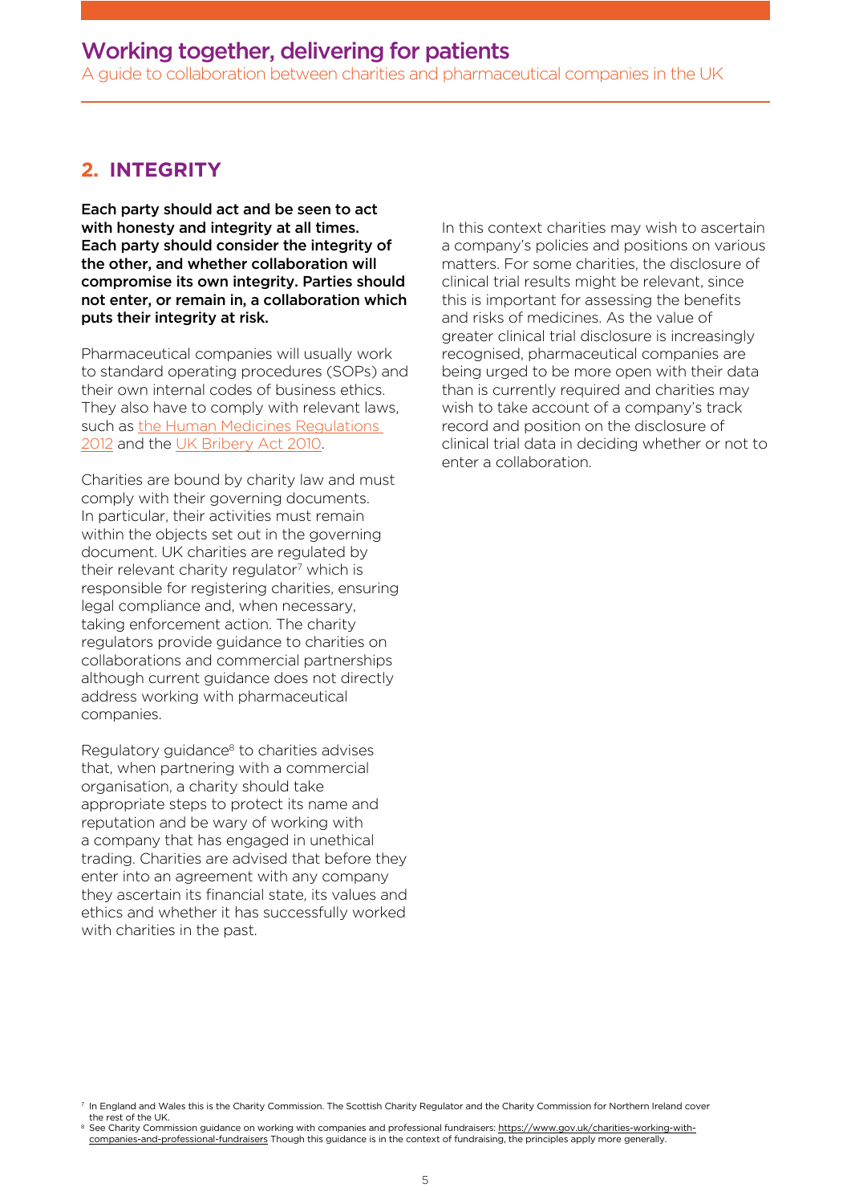## 2. INTEGRITY

**Each party should act and be seen to act with honesty and integrity at all times. Each party should consider the integrity of the other, and whether collaboration will compromise its own integrity. Parties should not enter, or remain in, a collaboration which puts their integrity at risk.**

Pharmaceutical companies will usually work to standard operating procedures (SOPs) and their own internal codes of business ethics. They also have to comply with relevant laws, such as the Human Medicines Regulations 2012 and the UK Bribery Act 2010.

Charities are bound by charity law and must comply with their governing documents. In particular, their activities must remain within the objects set out in the governing document. UK charities are regulated by their relevant charity regulator[7] which is responsible for registering charities, ensuring legal compliance and, when necessary, taking enforcement action. The charity regulators provide guidance to charities on collaborations and commercial partnerships although current guidance does not directly address working with pharmaceutical companies.

Regulatory guidance[8] to charities advises that, when partnering with a commercial organisation, a charity should take appropriate steps to protect its name and reputation and be wary of working with a company that has engaged in unethical trading. Charities are advised that before they enter into an agreement with any company they ascertain its financial state, its values and ethics and whether it has successfully worked with charities in the past.

In this context charities may wish to ascertain a company's policies and positions on various matters. For some charities, the disclosure of clinical trial results might be relevant, since this is important for assessing the benefits and risks of medicines. As the value of greater clinical trial disclosure is increasingly recognised, pharmaceutical companies are being urged to be more open with their data than is currently required and charities may wish to take account of a company's track record and position on the disclosure of clinical trial data in deciding whether or not to enter a collaboration.

[7] In England and Wales this is the Charity Commission. The Scottish Charity Regulator and the Charity Commission for Northern Ireland cover the rest of the UK.

[8] See Charity Commission guidance on working with companies and professional fundraisers: https://www.gov.uk/charities-working-with-companies-and-professional-fundraisers Though this guidance is in the context of fundraising, the principles apply more generally.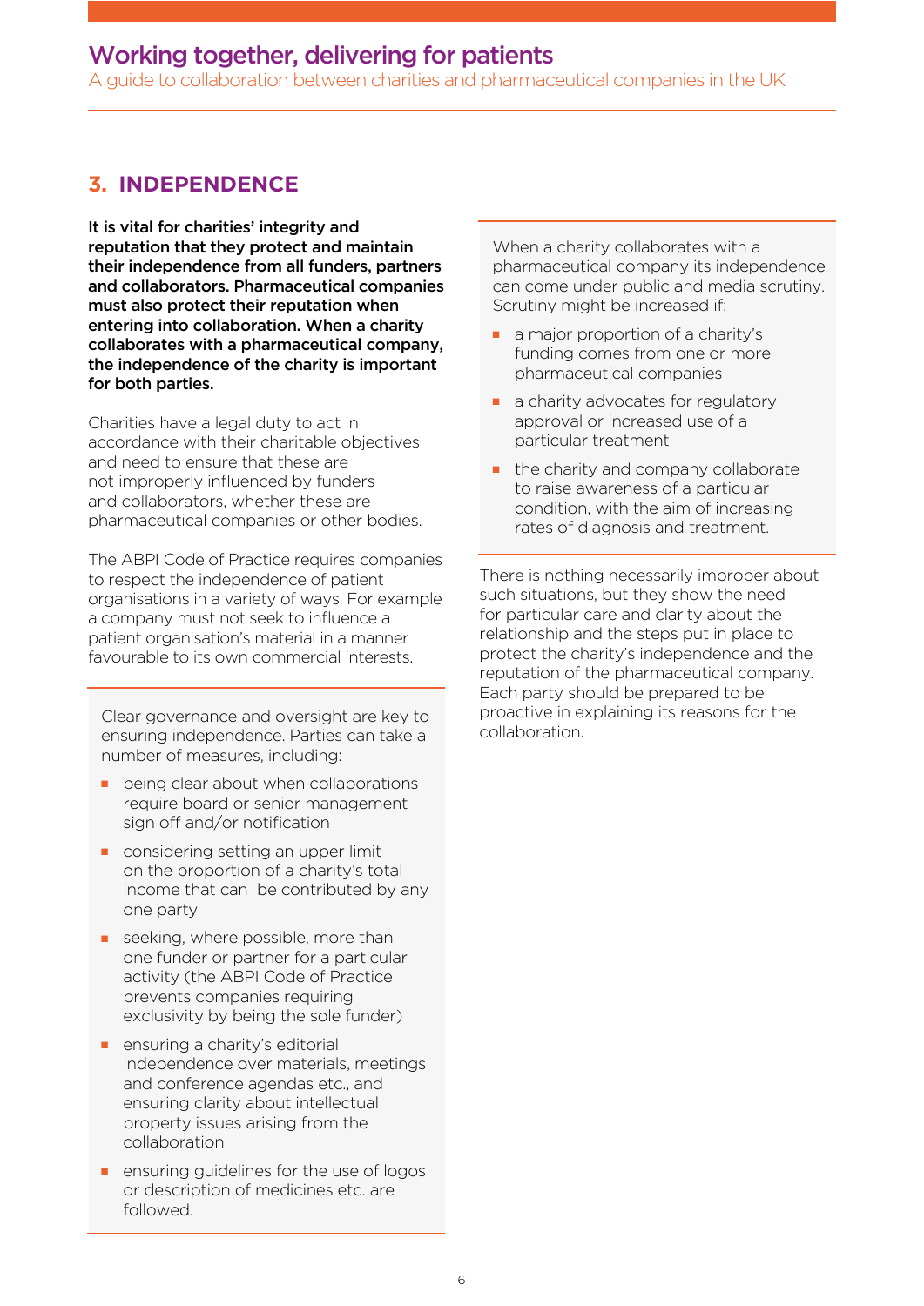## 3. INDEPENDENCE

**It is vital for charities' integrity and reputation that they protect and maintain their independence from all funders, partners and collaborators. Pharmaceutical companies must also protect their reputation when entering into collaboration. When a charity collaborates with a pharmaceutical company, the independence of the charity is important for both parties.**

Charities have a legal duty to act in accordance with their charitable objectives and need to ensure that these are not improperly influenced by funders and collaborators, whether these are pharmaceutical companies or other bodies.

The ABPI Code of Practice requires companies to respect the independence of patient organisations in a variety of ways. For example a company must not seek to influence a patient organisation's material in a manner favourable to its own commercial interests.

Clear governance and oversight are key to ensuring independence. Parties can take a number of measures, including:

- being clear about when collaborations require board or senior management sign off and/or notification
- considering setting an upper limit on the proportion of a charity's total income that can be contributed by any one party
- seeking, where possible, more than one funder or partner for a particular activity (the ABPI Code of Practice prevents companies requiring exclusivity by being the sole funder)
- ensuring a charity's editorial independence over materials, meetings and conference agendas etc., and ensuring clarity about intellectual property issues arising from the collaboration
- ensuring guidelines for the use of logos or description of medicines etc. are followed.

When a charity collaborates with a pharmaceutical company its independence can come under public and media scrutiny. Scrutiny might be increased if:

- a major proportion of a charity's funding comes from one or more pharmaceutical companies
- a charity advocates for regulatory approval or increased use of a particular treatment
- the charity and company collaborate to raise awareness of a particular condition, with the aim of increasing rates of diagnosis and treatment.

There is nothing necessarily improper about such situations, but they show the need for particular care and clarity about the relationship and the steps put in place to protect the charity's independence and the reputation of the pharmaceutical company. Each party should be prepared to be proactive in explaining its reasons for the collaboration.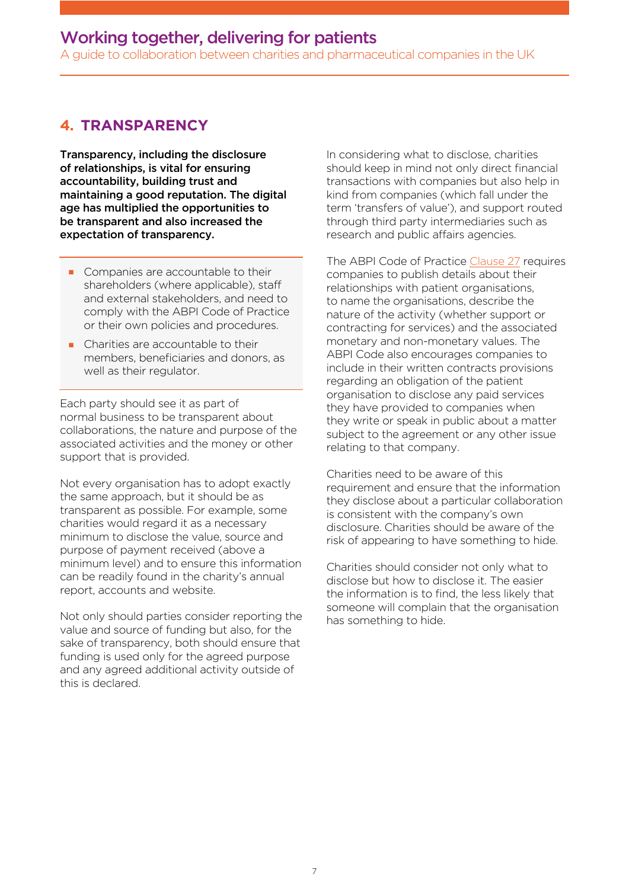## 4. TRANSPARENCY

**Transparency, including the disclosure of relationships, is vital for ensuring accountability, building trust and maintaining a good reputation. The digital age has multiplied the opportunities to be transparent and also increased the expectation of transparency.**

- Companies are accountable to their shareholders (where applicable), staff and external stakeholders, and need to comply with the ABPI Code of Practice or their own policies and procedures.
- Charities are accountable to their members, beneficiaries and donors, as well as their regulator.

Each party should see it as part of normal business to be transparent about collaborations, the nature and purpose of the associated activities and the money or other support that is provided.

Not every organisation has to adopt exactly the same approach, but it should be as transparent as possible. For example, some charities would regard it as a necessary minimum to disclose the value, source and purpose of payment received (above a minimum level) and to ensure this information can be readily found in the charity's annual report, accounts and website.

Not only should parties consider reporting the value and source of funding but also, for the sake of transparency, both should ensure that funding is used only for the agreed purpose and any agreed additional activity outside of this is declared.

In considering what to disclose, charities should keep in mind not only direct financial transactions with companies but also help in kind from companies (which fall under the term 'transfers of value'), and support routed through third party intermediaries such as research and public affairs agencies.

The ABPI Code of Practice Clause 27 requires companies to publish details about their relationships with patient organisations, to name the organisations, describe the nature of the activity (whether support or contracting for services) and the associated monetary and non-monetary values. The ABPI Code also encourages companies to include in their written contracts provisions regarding an obligation of the patient organisation to disclose any paid services they have provided to companies when they write or speak in public about a matter subject to the agreement or any other issue relating to that company.

Charities need to be aware of this requirement and ensure that the information they disclose about a particular collaboration is consistent with the company's own disclosure. Charities should be aware of the risk of appearing to have something to hide.

Charities should consider not only what to disclose but how to disclose it. The easier the information is to find, the less likely that someone will complain that the organisation has something to hide.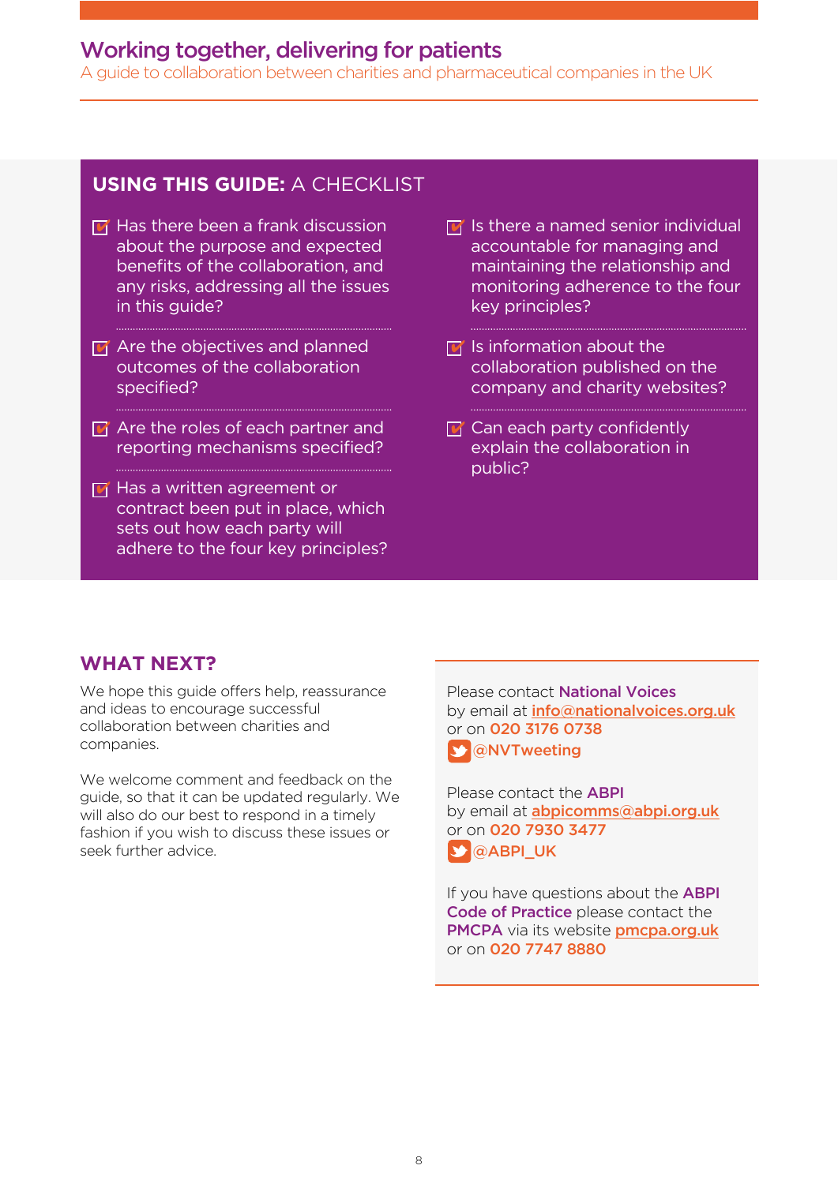## USING THIS GUIDE: A CHECKLIST

- ☑ Has there been a frank discussion about the purpose and expected benefits of the collaboration, and any risks, addressing all the issues in this guide?
- ☑ Are the objectives and planned outcomes of the collaboration specified?
- ☑ Are the roles of each partner and reporting mechanisms specified?
- ☑ Has a written agreement or contract been put in place, which sets out how each party will adhere to the four key principles?
- ☑ Is there a named senior individual accountable for managing and maintaining the relationship and monitoring adherence to the four key principles?
- ☑ Is information about the collaboration published on the company and charity websites?
- ☑ Can each party confidently explain the collaboration in public?

## WHAT NEXT?

We hope this guide offers help, reassurance and ideas to encourage successful collaboration between charities and companies.

We welcome comment and feedback on the guide, so that it can be updated regularly. We will also do our best to respond in a timely fashion if you wish to discuss these issues or seek further advice.

Please contact **National Voices**
by email at info@nationalvoices.org.uk
or on **020 3176 0738**
@NVTweeting

Please contact the **ABPI**
by email at abpicomms@abpi.org.uk
or on **020 7930 3477**
@ABPI_UK

If you have questions about the **ABPI Code of Practice** please contact the **PMCPA** via its website pmcpa.org.uk
or on **020 7747 8880**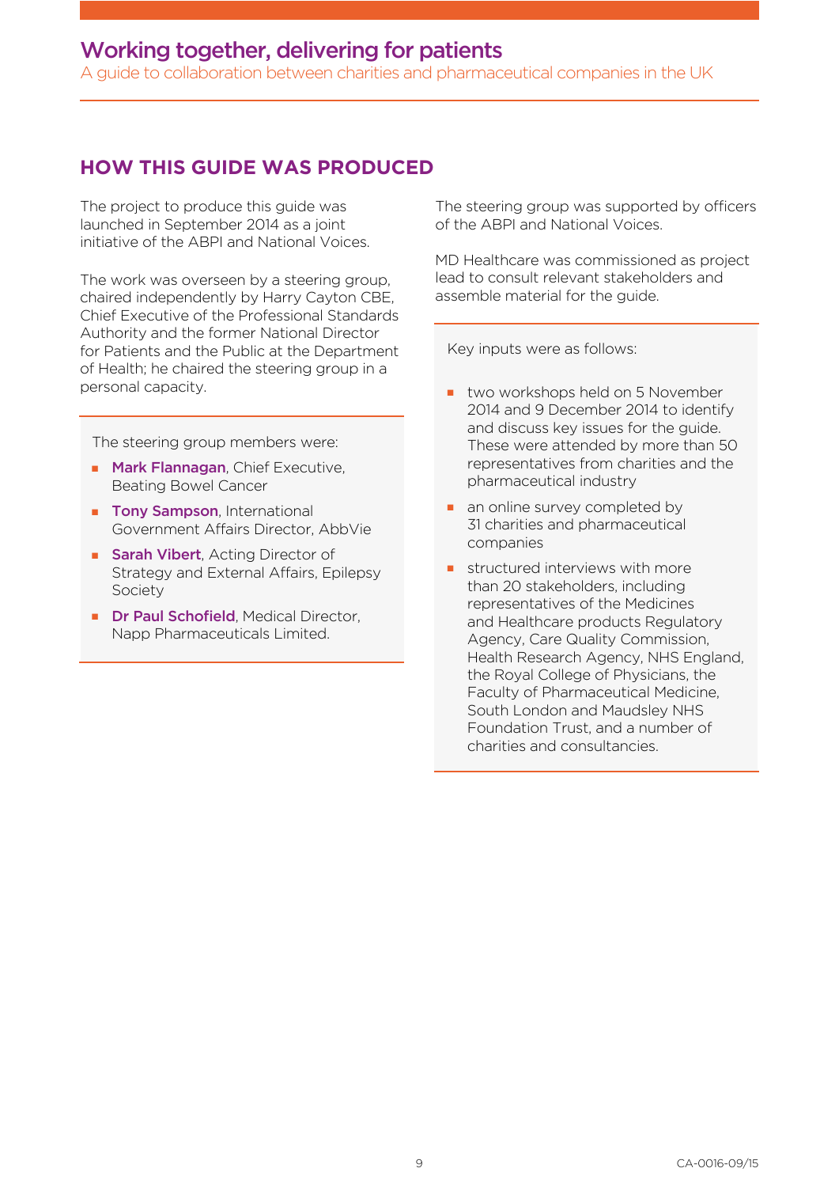## HOW THIS GUIDE WAS PRODUCED

The project to produce this guide was launched in September 2014 as a joint initiative of the ABPI and National Voices.

The work was overseen by a steering group, chaired independently by Harry Cayton CBE, Chief Executive of the Professional Standards Authority and the former National Director for Patients and the Public at the Department of Health; he chaired the steering group in a personal capacity.

The steering group members were:

- **Mark Flannagan**, Chief Executive, Beating Bowel Cancer
- **Tony Sampson**, International Government Affairs Director, AbbVie
- **Sarah Vibert**, Acting Director of Strategy and External Affairs, Epilepsy Society
- **Dr Paul Schofield**, Medical Director, Napp Pharmaceuticals Limited.

The steering group was supported by officers of the ABPI and National Voices.

MD Healthcare was commissioned as project lead to consult relevant stakeholders and assemble material for the guide.

Key inputs were as follows:

- two workshops held on 5 November 2014 and 9 December 2014 to identify and discuss key issues for the guide. These were attended by more than 50 representatives from charities and the pharmaceutical industry
- an online survey completed by 31 charities and pharmaceutical companies
- structured interviews with more than 20 stakeholders, including representatives of the Medicines and Healthcare products Regulatory Agency, Care Quality Commission, Health Research Agency, NHS England, the Royal College of Physicians, the Faculty of Pharmaceutical Medicine, South London and Maudsley NHS Foundation Trust, and a number of charities and consultancies.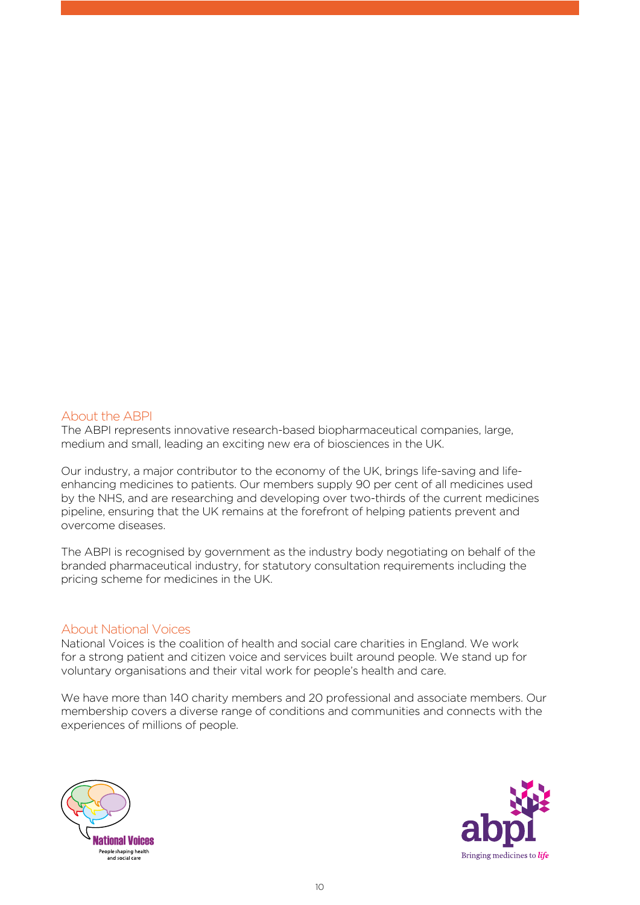## About the ABPI

The ABPI represents innovative research-based biopharmaceutical companies, large, medium and small, leading an exciting new era of biosciences in the UK.

Our industry, a major contributor to the economy of the UK, brings life-saving and life-enhancing medicines to patients. Our members supply 90 per cent of all medicines used by the NHS, and are researching and developing over two-thirds of the current medicines pipeline, ensuring that the UK remains at the forefront of helping patients prevent and overcome diseases.

The ABPI is recognised by government as the industry body negotiating on behalf of the branded pharmaceutical industry, for statutory consultation requirements including the pricing scheme for medicines in the UK.

## About National Voices

National Voices is the coalition of health and social care charities in England. We work for a strong patient and citizen voice and services built around people. We stand up for voluntary organisations and their vital work for people's health and care.

We have more than 140 charity members and 20 professional and associate members. Our membership covers a diverse range of conditions and communities and connects with the experiences of millions of people.

National Voices
People shaping health and social care

abpi
Bringing medicines to *life*